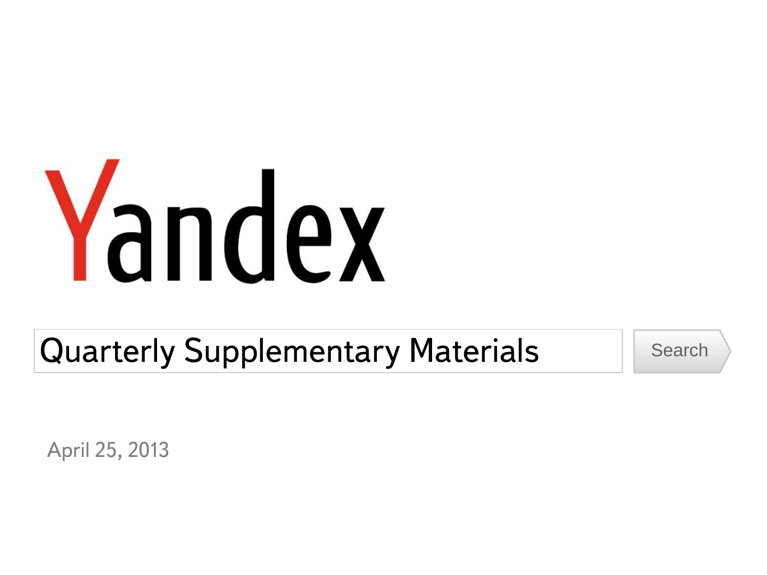# Yandex

## Quarterly Supplementary Materials

Search

April 25, 2013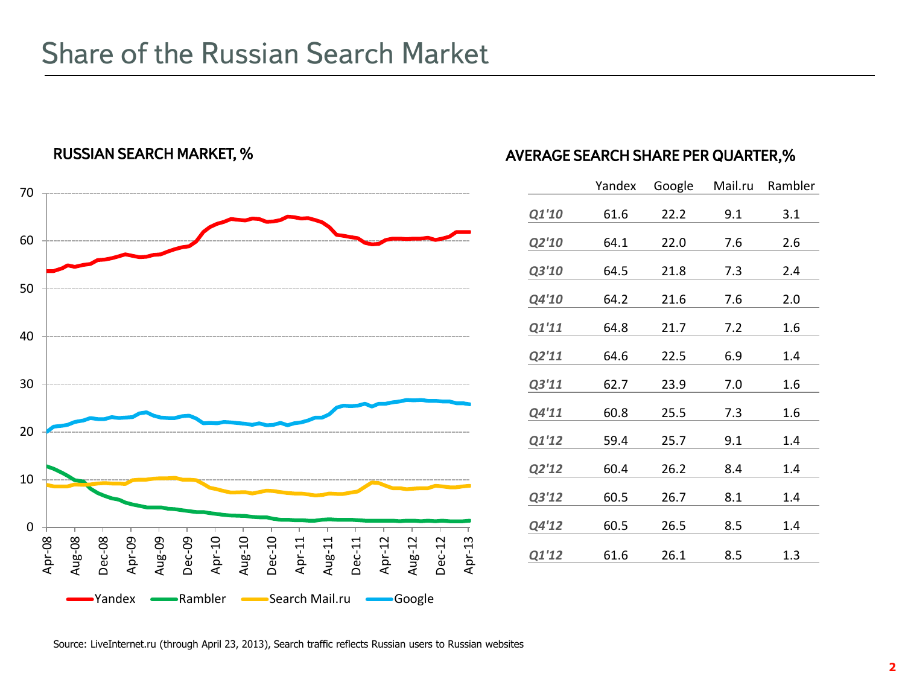# Share of the Russian Search Market

## RUSSIAN SEARCH MARKET, %

Yandex, Rambler, Search Mail.ru, Google

## AVERAGE SEARCH SHARE PER QUARTER,%

| | Yandex | Google | Mail.ru | Rambler |
|---|---|---|---|---|
| *Q1'10* | 61.6 | 22.2 | 9.1 | 3.1 |
| *Q2'10* | 64.1 | 22.0 | 7.6 | 2.6 |
| *Q3'10* | 64.5 | 21.8 | 7.3 | 2.4 |
| *Q4'10* | 64.2 | 21.6 | 7.6 | 2.0 |
| *Q1'11* | 64.8 | 21.7 | 7.2 | 1.6 |
| *Q2'11* | 64.6 | 22.5 | 6.9 | 1.4 |
| *Q3'11* | 62.7 | 23.9 | 7.0 | 1.6 |
| *Q4'11* | 60.8 | 25.5 | 7.3 | 1.6 |
| *Q1'12* | 59.4 | 25.7 | 9.1 | 1.4 |
| *Q2'12* | 60.4 | 26.2 | 8.4 | 1.4 |
| *Q3'12* | 60.5 | 26.7 | 8.1 | 1.4 |
| *Q4'12* | 60.5 | 26.5 | 8.5 | 1.4 |
| *Q1'12* | 61.6 | 26.1 | 8.5 | 1.3 |

Source: LiveInternet.ru (through April 23, 2013), Search traffic reflects Russian users to Russian websites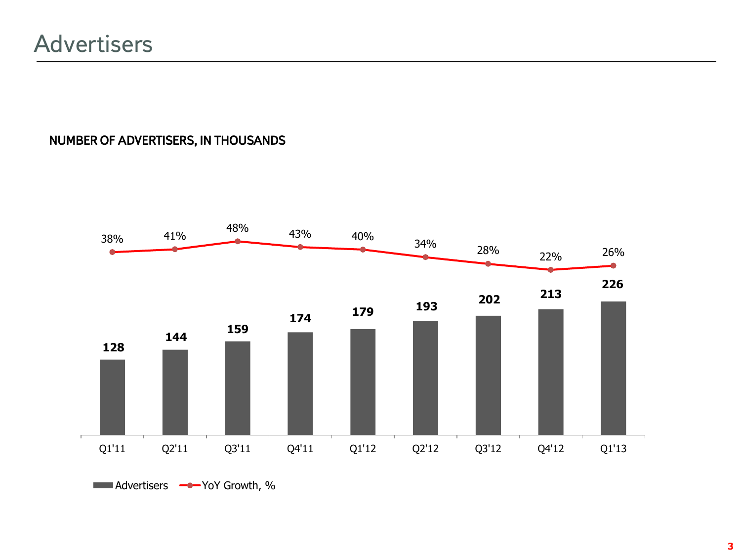# Advertisers

**NUMBER OF ADVERTISERS, IN THOUSANDS**

| | Q1'11 | Q2'11 | Q3'11 | Q4'11 | Q1'12 | Q2'12 | Q3'12 | Q4'12 | Q1'13 |
|---|---|---|---|---|---|---|---|---|---|
| Advertisers | 128 | 144 | 159 | 174 | 179 | 193 | 202 | 213 | 226 |
| YoY Growth, % | 38% | 41% | 48% | 43% | 40% | 34% | 28% | 22% | 26% |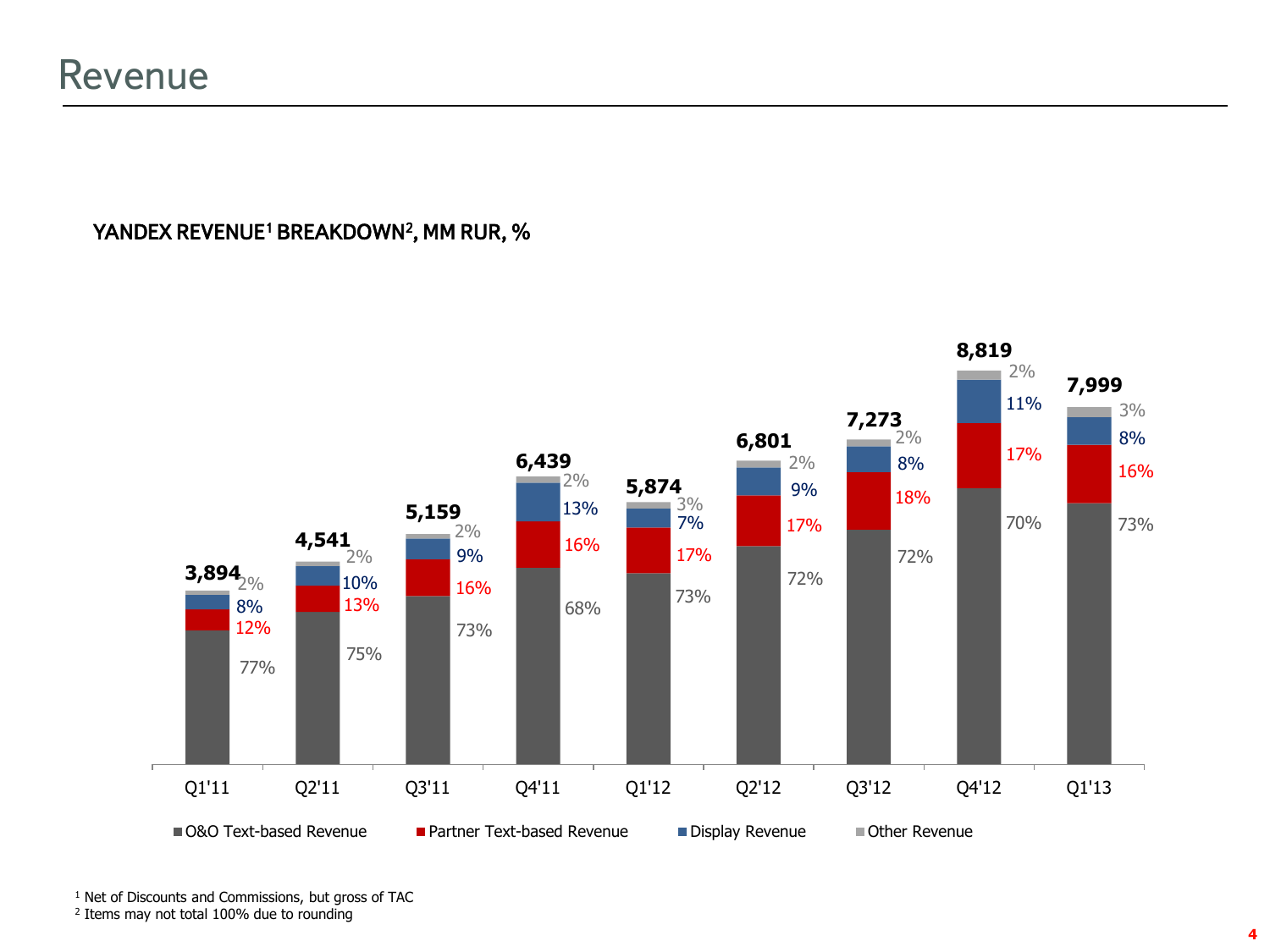# Revenue

**YANDEX REVENUE[1] BREAKDOWN[2], MM RUR, %**

| | Q1'11 | Q2'11 | Q3'11 | Q4'11 | Q1'12 | Q2'12 | Q3'12 | Q4'12 | Q1'13 |
|---|---|---|---|---|---|---|---|---|---|
| Total | 3,894 | 4,541 | 5,159 | 6,439 | 5,874 | 6,801 | 7,273 | 8,819 | 7,999 |
| O&O Text-based Revenue | 77% | 75% | 73% | 68% | 73% | 72% | 72% | 70% | 73% |
| Partner Text-based Revenue | 12% | 13% | 16% | 16% | 17% | 17% | 18% | 17% | 16% |
| Display Revenue | 8% | 10% | 9% | 13% | 7% | 9% | 8% | 11% | 8% |
| Other Revenue | 2% | 2% | 2% | 2% | 3% | 2% | 2% | 2% | 3% |

[1] Net of Discounts and Commissions, but gross of TAC

[2] Items may not total 100% due to rounding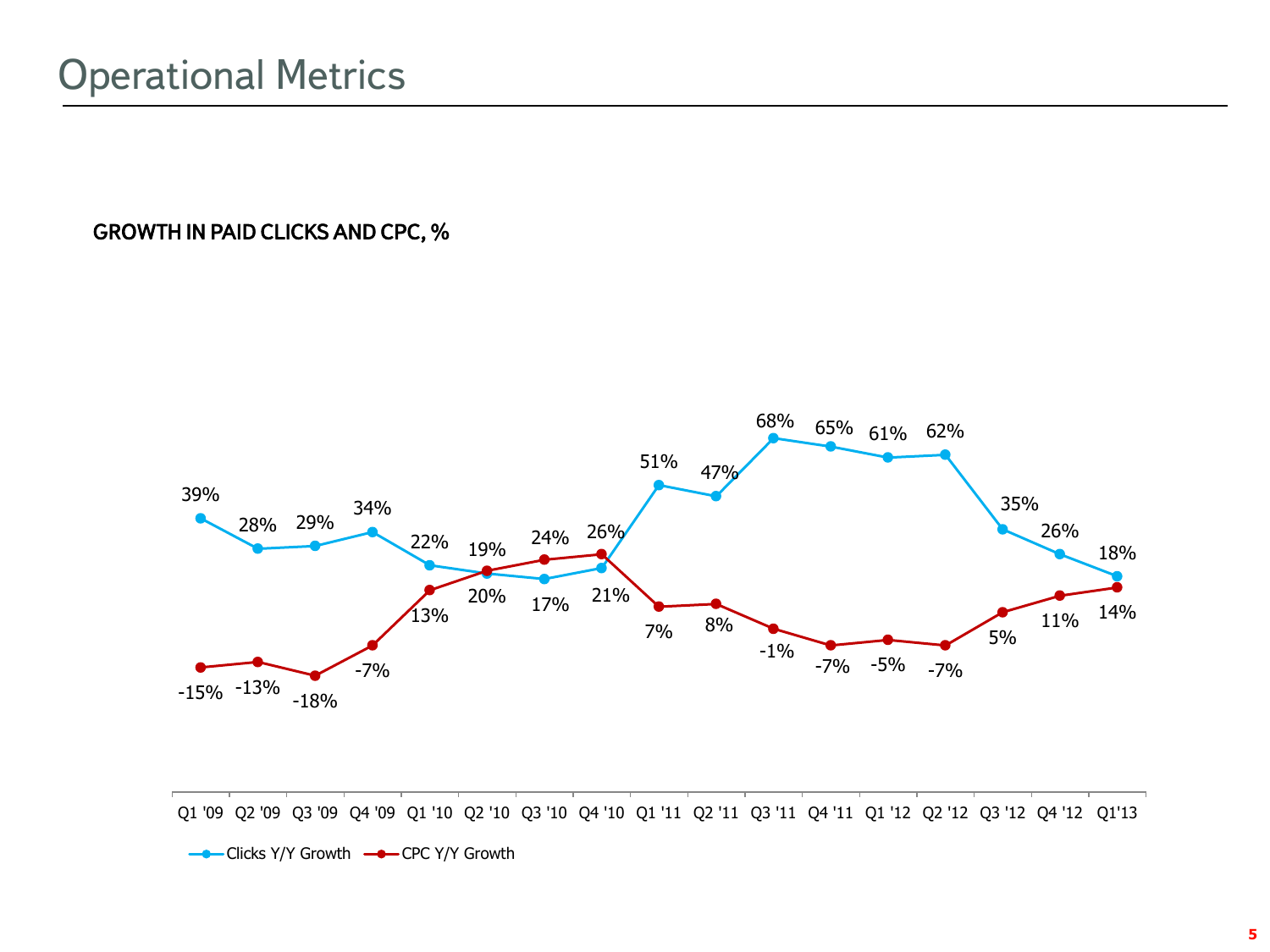# Operational Metrics

**GROWTH IN PAID CLICKS AND CPC, %**

| Quarter | Clicks Y/Y Growth | CPC Y/Y Growth |
|---|---|---|
| Q1 '09 | 39% | -15% |
| Q2 '09 | 28% | -13% |
| Q3 '09 | 29% | -18% |
| Q4 '09 | 34% | -7% |
| Q1 '10 | 22% | 13% |
| Q2 '10 | 20% | 19% |
| Q3 '10 | 17% | 24% |
| Q4 '10 | 21% | 26% |
| Q1 '11 | 51% | 7% |
| Q2 '11 | 47% | 8% |
| Q3 '11 | 68% | -1% |
| Q4 '11 | 65% | -7% |
| Q1 '12 | 61% | -5% |
| Q2 '12 | 62% | -7% |
| Q3 '12 | 35% | 5% |
| Q4 '12 | 26% | 11% |
| Q1'13 | 18% | 14% |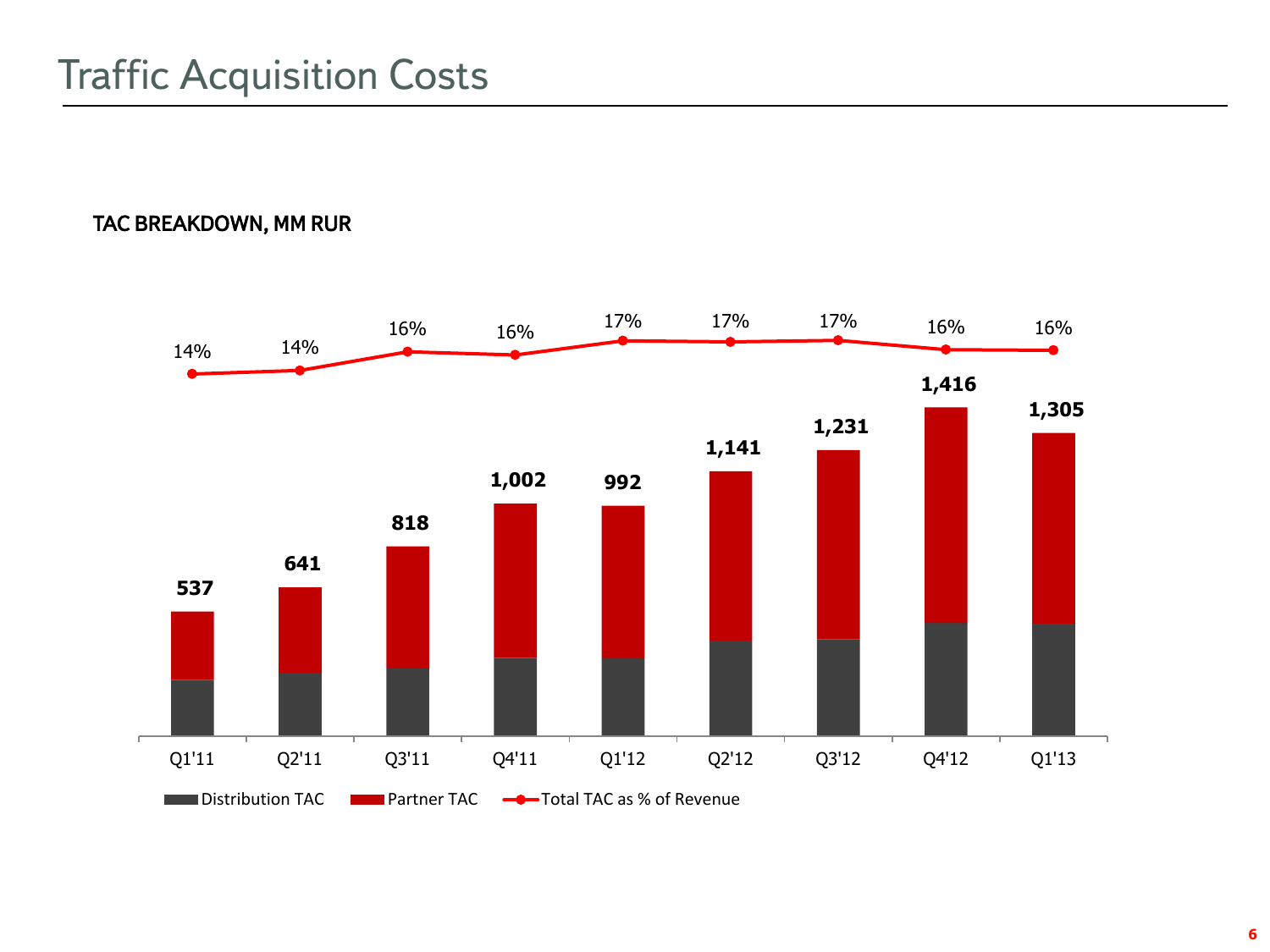# Traffic Acquisition Costs

**TAC BREAKDOWN, MM RUR**

| | Q1'11 | Q2'11 | Q3'11 | Q4'11 | Q1'12 | Q2'12 | Q3'12 | Q4'12 | Q1'13 |
|---|---|---|---|---|---|---|---|---|---|
| Total TAC | 537 | 641 | 818 | 1,002 | 992 | 1,141 | 1,231 | 1,416 | 1,305 |
| Total TAC as % of Revenue | 14% | 14% | 16% | 16% | 17% | 17% | 17% | 16% | 16% |

Distribution TAC | Partner TAC | Total TAC as % of Revenue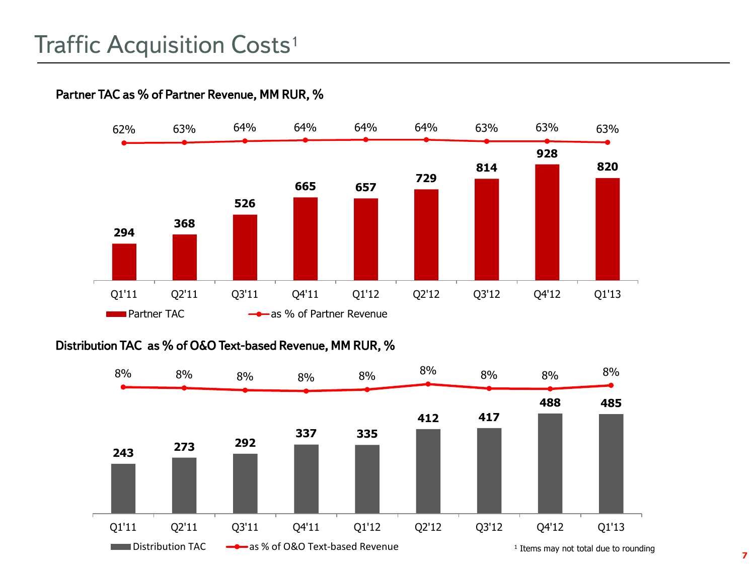# Traffic Acquisition Costs[1]

### Partner TAC as % of Partner Revenue, MM RUR, %

| | Q1'11 | Q2'11 | Q3'11 | Q4'11 | Q1'12 | Q2'12 | Q3'12 | Q4'12 | Q1'13 |
|---|---|---|---|---|---|---|---|---|---|
| Partner TAC | 294 | 368 | 526 | 665 | 657 | 729 | 814 | 928 | 820 |
| as % of Partner Revenue | 62% | 63% | 64% | 64% | 64% | 64% | 63% | 63% | 63% |

### Distribution TAC as % of O&O Text-based Revenue, MM RUR, %

| | Q1'11 | Q2'11 | Q3'11 | Q4'11 | Q1'12 | Q2'12 | Q3'12 | Q4'12 | Q1'13 |
|---|---|---|---|---|---|---|---|---|---|
| Distribution TAC | 243 | 273 | 292 | 337 | 335 | 412 | 417 | 488 | 485 |
| as % of O&O Text-based Revenue | 8% | 8% | 8% | 8% | 8% | 8% | 8% | 8% | 8% |

[1] Items may not total due to rounding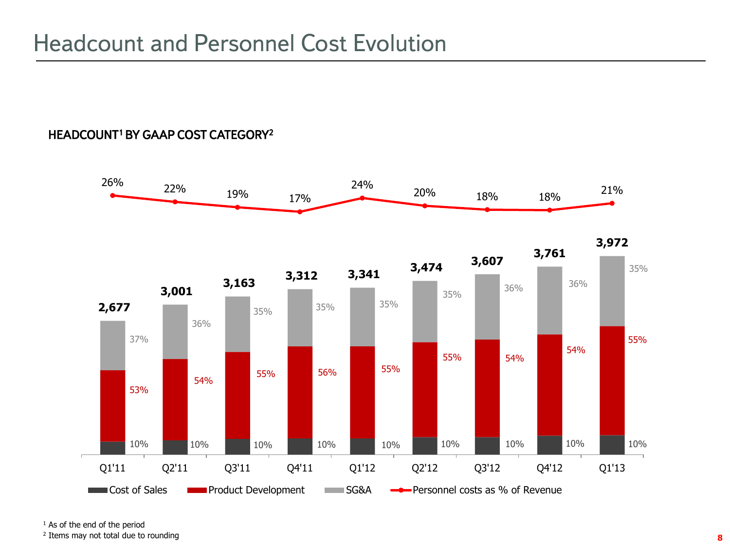# Headcount and Personnel Cost Evolution

**HEADCOUNT[1] BY GAAP COST CATEGORY[2]**

| | Q1'11 | Q2'11 | Q3'11 | Q4'11 | Q1'12 | Q2'12 | Q3'12 | Q4'12 | Q1'13 |
|---|---|---|---|---|---|---|---|---|---|
| Total Headcount | 2,677 | 3,001 | 3,163 | 3,312 | 3,341 | 3,474 | 3,607 | 3,761 | 3,972 |
| SG&A | 37% | 36% | 35% | 35% | 35% | 35% | 36% | 36% | 35% |
| Product Development | 53% | 54% | 55% | 56% | 55% | 55% | 54% | 54% | 55% |
| Cost of Sales | 10% | 10% | 10% | 10% | 10% | 10% | 10% | 10% | 10% |
| Personnel costs as % of Revenue | 26% | 22% | 19% | 17% | 24% | 20% | 18% | 18% | 21% |

[1] As of the end of the period

[2] Items may not total due to rounding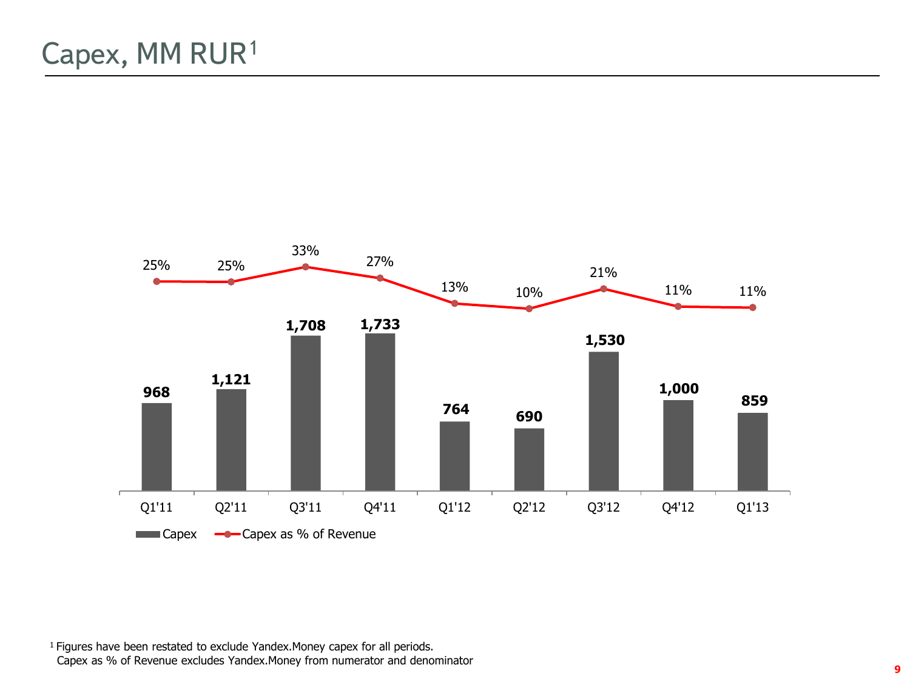# Capex, MM RUR[1]

| | Q1'11 | Q2'11 | Q3'11 | Q4'11 | Q1'12 | Q2'12 | Q3'12 | Q4'12 | Q1'13 |
|---|---|---|---|---|---|---|---|---|---|
| Capex | 968 | 1,121 | 1,708 | 1,733 | 764 | 690 | 1,530 | 1,000 | 859 |
| Capex as % of Revenue | 25% | 25% | 33% | 27% | 13% | 10% | 21% | 11% | 11% |

[1] Figures have been restated to exclude Yandex.Money capex for all periods. Capex as % of Revenue excludes Yandex.Money from numerator and denominator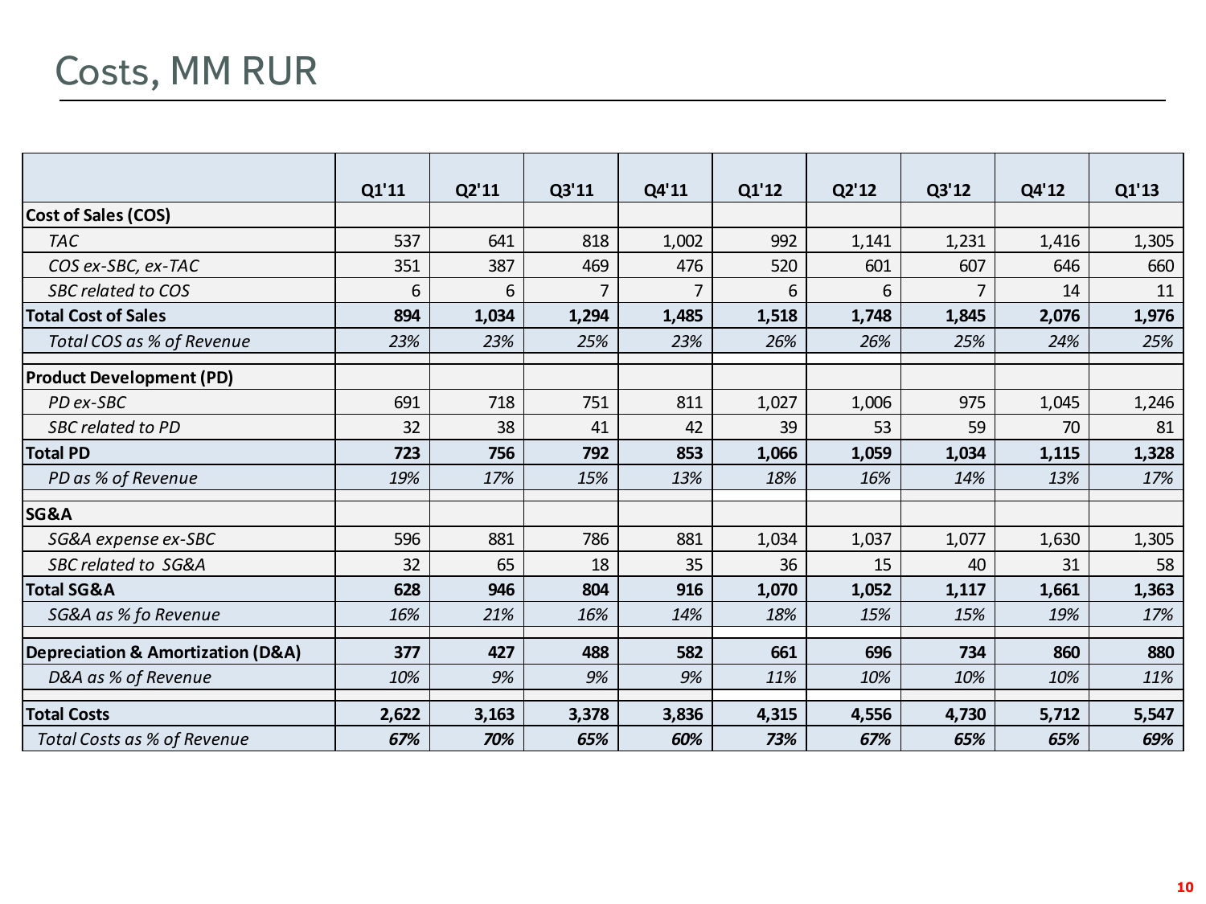# Costs, MM RUR

| | Q1'11 | Q2'11 | Q3'11 | Q4'11 | Q1'12 | Q2'12 | Q3'12 | Q4'12 | Q1'13 |
|---|---|---|---|---|---|---|---|---|---|
| **Cost of Sales (COS)** | | | | | | | | | |
| *TAC* | 537 | 641 | 818 | 1,002 | 992 | 1,141 | 1,231 | 1,416 | 1,305 |
| *COS ex-SBC, ex-TAC* | 351 | 387 | 469 | 476 | 520 | 601 | 607 | 646 | 660 |
| *SBC related to COS* | 6 | 6 | 7 | 7 | 6 | 6 | 7 | 14 | 11 |
| **Total Cost of Sales** | **894** | **1,034** | **1,294** | **1,485** | **1,518** | **1,748** | **1,845** | **2,076** | **1,976** |
| *Total COS as % of Revenue* | *23%* | *23%* | *25%* | *23%* | *26%* | *26%* | *25%* | *24%* | *25%* |
| **Product Development (PD)** | | | | | | | | | |
| *PD ex-SBC* | 691 | 718 | 751 | 811 | 1,027 | 1,006 | 975 | 1,045 | 1,246 |
| *SBC related to PD* | 32 | 38 | 41 | 42 | 39 | 53 | 59 | 70 | 81 |
| **Total PD** | **723** | **756** | **792** | **853** | **1,066** | **1,059** | **1,034** | **1,115** | **1,328** |
| *PD as % of Revenue* | *19%* | *17%* | *15%* | *13%* | *18%* | *16%* | *14%* | *13%* | *17%* |
| **SG&A** | | | | | | | | | |
| *SG&A expense ex-SBC* | 596 | 881 | 786 | 881 | 1,034 | 1,037 | 1,077 | 1,630 | 1,305 |
| *SBC related to SG&A* | 32 | 65 | 18 | 35 | 36 | 15 | 40 | 31 | 58 |
| **Total SG&A** | **628** | **946** | **804** | **916** | **1,070** | **1,052** | **1,117** | **1,661** | **1,363** |
| *SG&A as % fo Revenue* | *16%* | *21%* | *16%* | *14%* | *18%* | *15%* | *15%* | *19%* | *17%* |
| **Depreciation & Amortization (D&A)** | **377** | **427** | **488** | **582** | **661** | **696** | **734** | **860** | **880** |
| *D&A as % of Revenue* | *10%* | *9%* | *9%* | *9%* | *11%* | *10%* | *10%* | *10%* | *11%* |
| **Total Costs** | **2,622** | **3,163** | **3,378** | **3,836** | **4,315** | **4,556** | **4,730** | **5,712** | **5,547** |
| *Total Costs as % of Revenue* | ***67%*** | ***70%*** | ***65%*** | ***60%*** | ***73%*** | ***67%*** | ***65%*** | ***65%*** | ***69%*** |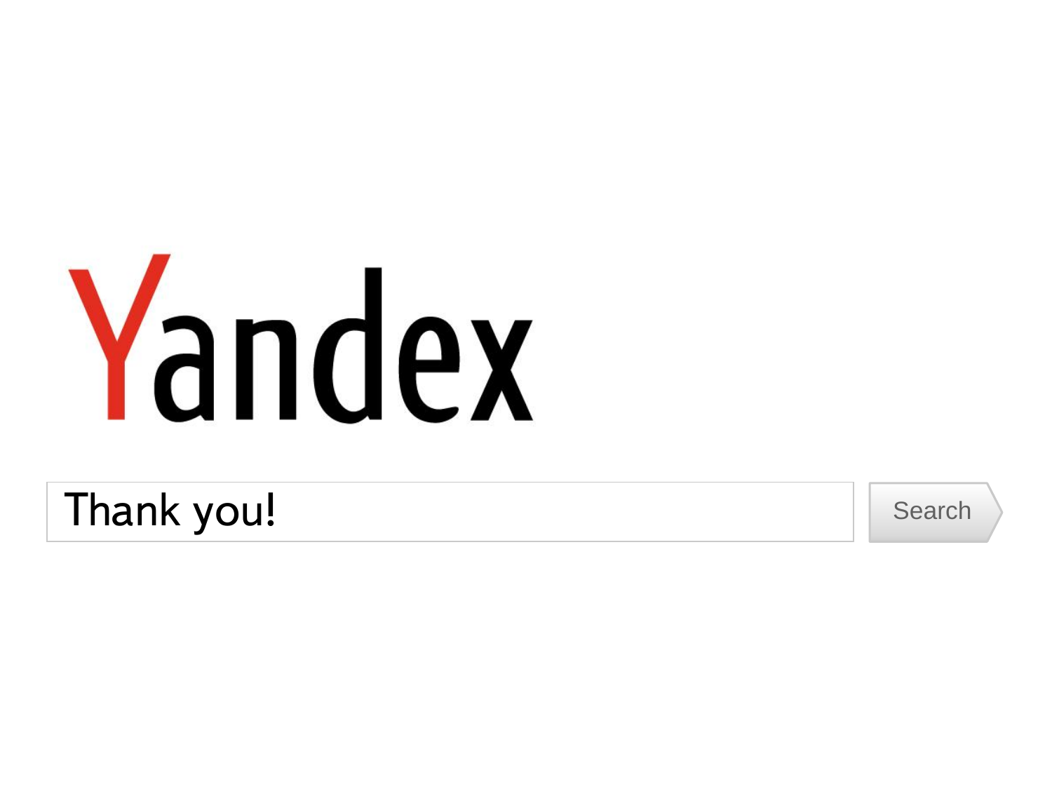Yandex

Thank you!

Search